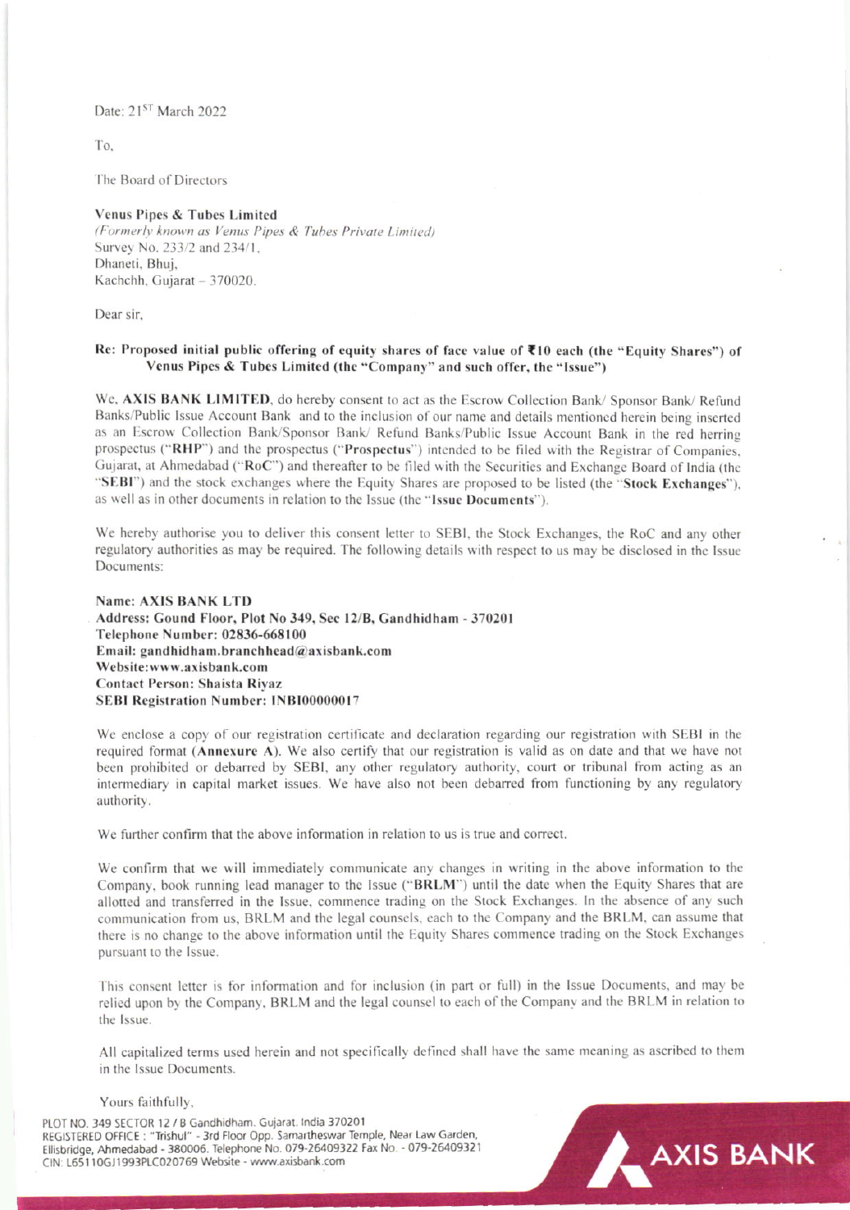Date: 21$^{ST}$ March 2022

To,

The Board of Directors

**Venus Pipes & Tubes Limited**
*(Formerly known as Venus Pipes & Tubes Private Limited)*
Survey No. 233/2 and 234/1,
Dhaneti, Bhuj,
Kachchh, Gujarat – 370020.

Dear sir,

**Re: Proposed initial public offering of equity shares of face value of ₹10 each (the "Equity Shares") of Venus Pipes & Tubes Limited (the "Company" and such offer, the "Issue")**

We, **AXIS BANK LIMITED**, do hereby consent to act as the Escrow Collection Bank/ Sponsor Bank/ Refund Banks/Public Issue Account Bank and to the inclusion of our name and details mentioned herein being inserted as an Escrow Collection Bank/Sponsor Bank/ Refund Banks/Public Issue Account Bank in the red herring prospectus ("**RHP**") and the prospectus ("**Prospectus**") intended to be filed with the Registrar of Companies, Gujarat, at Ahmedabad ("**RoC**") and thereafter to be filed with the Securities and Exchange Board of India (the "**SEBI**") and the stock exchanges where the Equity Shares are proposed to be listed (the "**Stock Exchanges**"), as well as in other documents in relation to the Issue (the "**Issue Documents**").

We hereby authorise you to deliver this consent letter to SEBI, the Stock Exchanges, the RoC and any other regulatory authorities as may be required. The following details with respect to us may be disclosed in the Issue Documents:

**Name: AXIS BANK LTD**
**Address: Gound Floor, Plot No 349, Sec 12/B, Gandhidham - 370201**
**Telephone Number: 02836-668100**
**Email: gandhidham.branchhead@axisbank.com**
**Website:www.axisbank.com**
**Contact Person: Shaista Riyaz**
**SEBI Registration Number: INBI00000017**

We enclose a copy of our registration certificate and declaration regarding our registration with SEBI in the required format (**Annexure A**). We also certify that our registration is valid as on date and that we have not been prohibited or debarred by SEBI, any other regulatory authority, court or tribunal from acting as an intermediary in capital market issues. We have also not been debarred from functioning by any regulatory authority.

We further confirm that the above information in relation to us is true and correct.

We confirm that we will immediately communicate any changes in writing in the above information to the Company, book running lead manager to the Issue ("**BRLM**") until the date when the Equity Shares that are allotted and transferred in the Issue, commence trading on the Stock Exchanges. In the absence of any such communication from us, BRLM and the legal counsels, each to the Company and the BRLM, can assume that there is no change to the above information until the Equity Shares commence trading on the Stock Exchanges pursuant to the Issue.

This consent letter is for information and for inclusion (in part or full) in the Issue Documents, and may be relied upon by the Company, BRLM and the legal counsel to each of the Company and the BRLM in relation to the Issue.

All capitalized terms used herein and not specifically defined shall have the same meaning as ascribed to them in the Issue Documents.

Yours faithfully,

PLOT NO. 349 SECTOR 12 / B Gandhidham. Gujarat. India 370201
REGISTERED OFFICE : "Trishul" - 3rd Floor Opp. Samartheswar Temple, Near Law Garden, Ellisbridge, Ahmedabad - 380006. Telephone No. 079-26409322 Fax No. - 079-26409321
CIN: L65110GJ1993PLC020769 Website - www.axisbank.com

AXIS BANK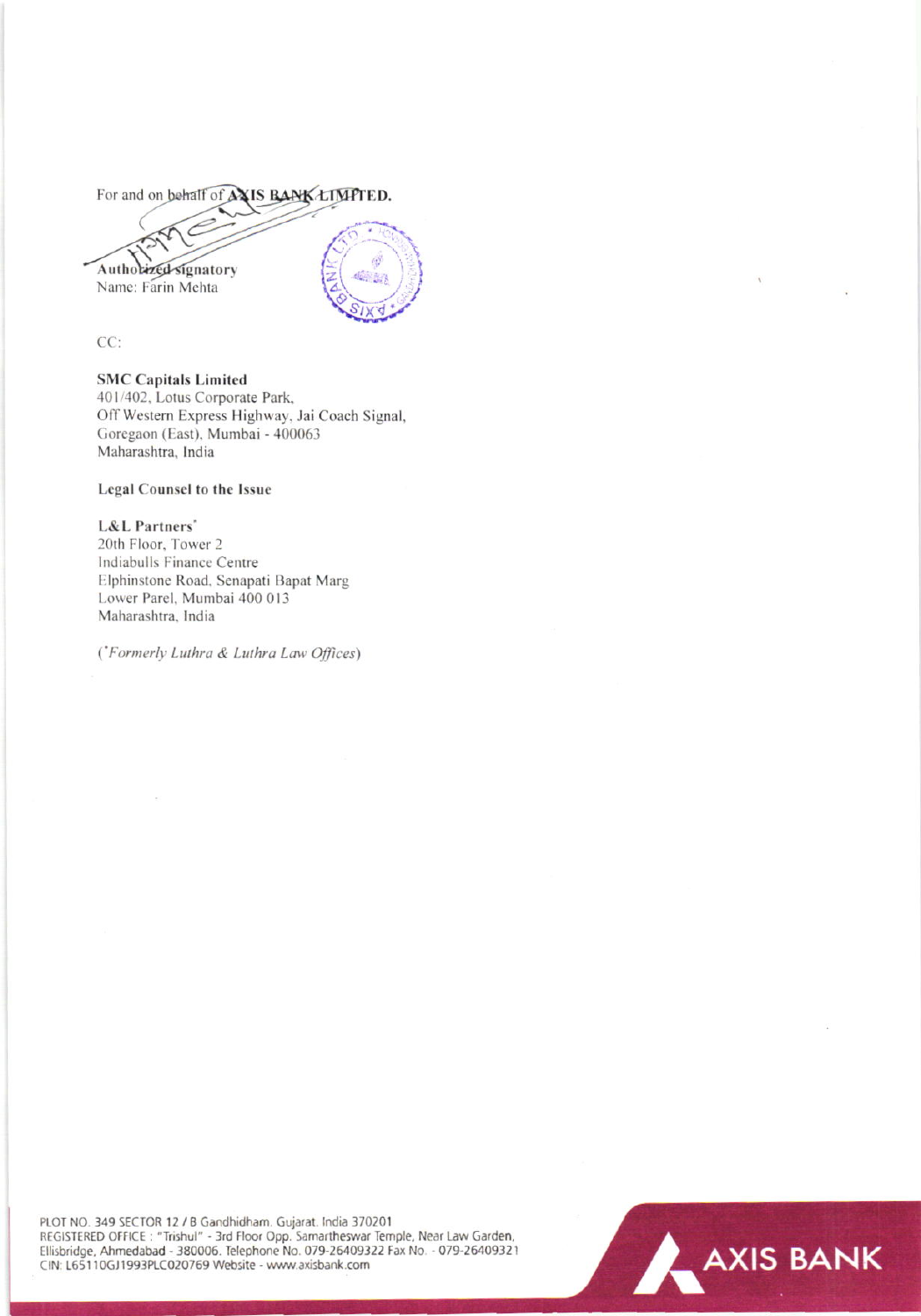For and on behalf of **AXIS BANK LIMITED.**

Authorized signatory
Name: Farin Mehta

CC:

**SMC Capitals Limited**
401/402, Lotus Corporate Park,
Off Western Express Highway, Jai Coach Signal,
Goregaon (East), Mumbai - 400063
Maharashtra, India

**Legal Counsel to the Issue**

**L&L Partners***
20th Floor, Tower 2
Indiabulls Finance Centre
Elphinstone Road, Senapati Bapat Marg
Lower Parel, Mumbai 400 013
Maharashtra, India

(*Formerly Luthra & Luthra Law Offices*)

PLOT NO. 349 SECTOR 12 / B Gandhidham, Gujarat, India 370201
REGISTERED OFFICE : "Trishul" - 3rd Floor Opp. Samartheswar Temple, Near Law Garden, Ellisbridge, Ahmedabad - 380006. Telephone No. 079-26409322 Fax No. - 079-26409321
CIN: L65110GJ1993PLC020769 Website - www.axisbank.com

AXIS BANK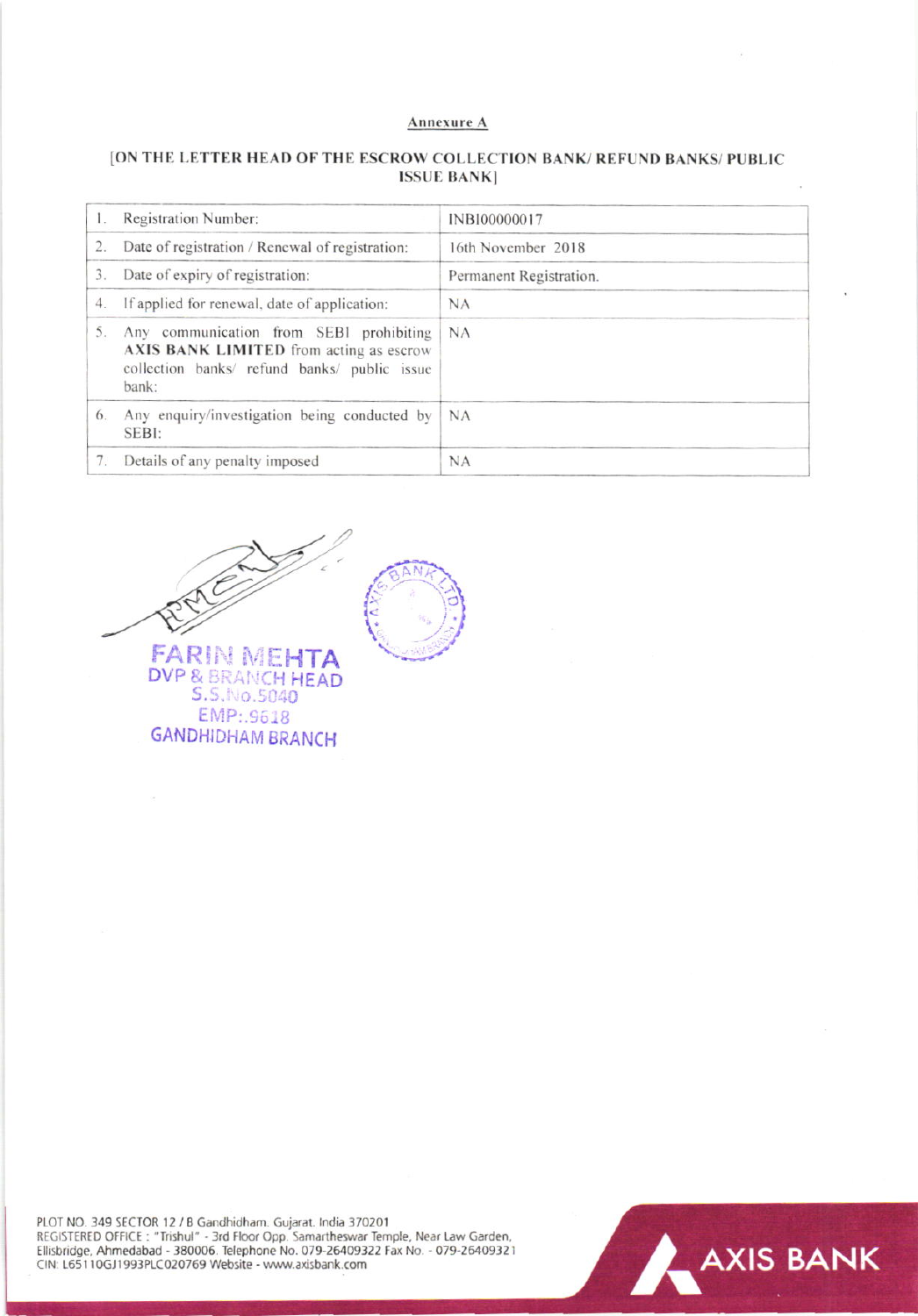**Annexure A**

**[ON THE LETTER HEAD OF THE ESCROW COLLECTION BANK/ REFUND BANKS/ PUBLIC ISSUE BANK]**

| | | |
|---|---|---|
| 1. | Registration Number: | INBI00000017 |
| 2. | Date of registration / Renewal of registration: | 16th November 2018 |
| 3. | Date of expiry of registration: | Permanent Registration. |
| 4. | If applied for renewal, date of application: | NA |
| 5. | Any communication from SEBI prohibiting **AXIS BANK LIMITED** from acting as escrow collection banks/ refund banks/ public issue bank: | NA |
| 6. | Any enquiry/investigation being conducted by SEBI: | NA |
| 7. | Details of any penalty imposed | NA |

FARIN MEHTA
DVP & BRANCH HEAD
S.S.No.5040
EMP:.9618
GANDHIDHAM BRANCH

PLOT NO. 349 SECTOR 12 / B Gandhidham. Gujarat. India 370201
REGISTERED OFFICE : "Trishul" - 3rd Floor Opp. Samartheswar Temple, Near Law Garden, Ellisbridge, Ahmedabad - 380006. Telephone No. 079-26409322 Fax No. - 079-26409321
CIN: L65110GJ1993PLC020769 Website - www.axisbank.com

AXIS BANK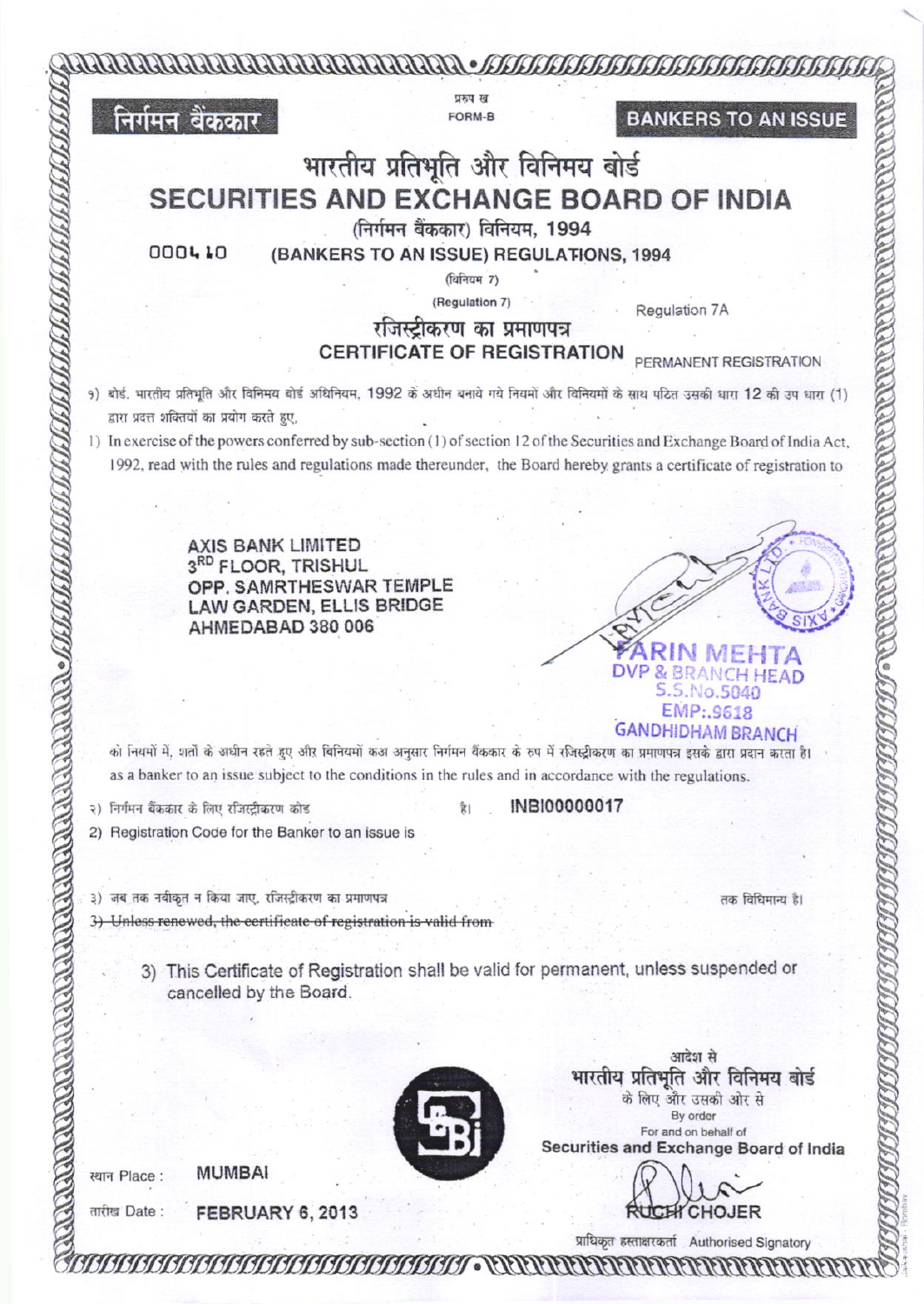निर्गमन बैंककार

प्ररूप ख
FORM-B

BANKERS TO AN ISSUE

# भारतीय प्रतिभूति और विनिमय बोर्ड
# SECURITIES AND EXCHANGE BOARD OF INDIA

(निर्गमन बैंककार) विनियम, 1994

000410

(BANKERS TO AN ISSUE) REGULATIONS, 1994

(विनियम 7)

(Regulation 7)

Regulation 7A

## रजिस्ट्रीकरण का प्रमाणपत्र
## CERTIFICATE OF REGISTRATION

PERMANENT REGISTRATION

१) बोर्ड, भारतीय प्रतिभूति और विनिमय बोर्ड अधिनियम, 1992 के अधीन बनाये गये नियमों और विनियमों के साथ पठित उसकी धारा 12 की उप धारा (1) द्वारा प्रदत्त शक्तियों का प्रयोग करते हुए,

1) In exercise of the powers conferred by sub-section (1) of section 12 of the Securities and Exchange Board of India Act, 1992, read with the rules and regulations made thereunder, the Board hereby grants a certificate of registration to

AXIS BANK LIMITED
3RD FLOOR, TRISHUL
OPP. SAMRTHESWAR TEMPLE
LAW GARDEN, ELLIS BRIDGE
AHMEDABAD 380 006

FARIN MEHTA
DVP & BRANCH HEAD
S.S.No.5040
EMP:.9618
GANDHIDHAM BRANCH

को नियमों में, शर्तों के अधीन रहते हुए और विनियमों कआ अनुसार निर्गमन बैंककार के रुप में रजिस्ट्रीकरण का प्रमाणपत्र इसके द्वारा प्रदान करता है।

as a banker to an issue subject to the conditions in the rules and in accordance with the regulations.

२) निर्गमन बैंककार के लिए रजिस्ट्रीकरण कोड है। INBI00000017

2) Registration Code for the Banker to an issue is

३) जब तक नवीकृत न किया जाए, रजिस्ट्रीकरण का प्रमाणपत्र तक विधिमान्य है।

~~3) Unless renewed, the certificate of registration is valid from~~

3) This Certificate of Registration shall be valid for permanent, unless suspended or cancelled by the Board.

आदेश से
भारतीय प्रतिभूति और विनिमय बोर्ड
के लिए और उसकी ओर से
By order
For and on behalf of
Securities and Exchange Board of India

RUCHI CHOJER
प्राधिकृत हस्ताक्षरकर्ता Authorised Signatory

स्थान Place : MUMBAI

तारीख Date : FEBRUARY 6, 2013